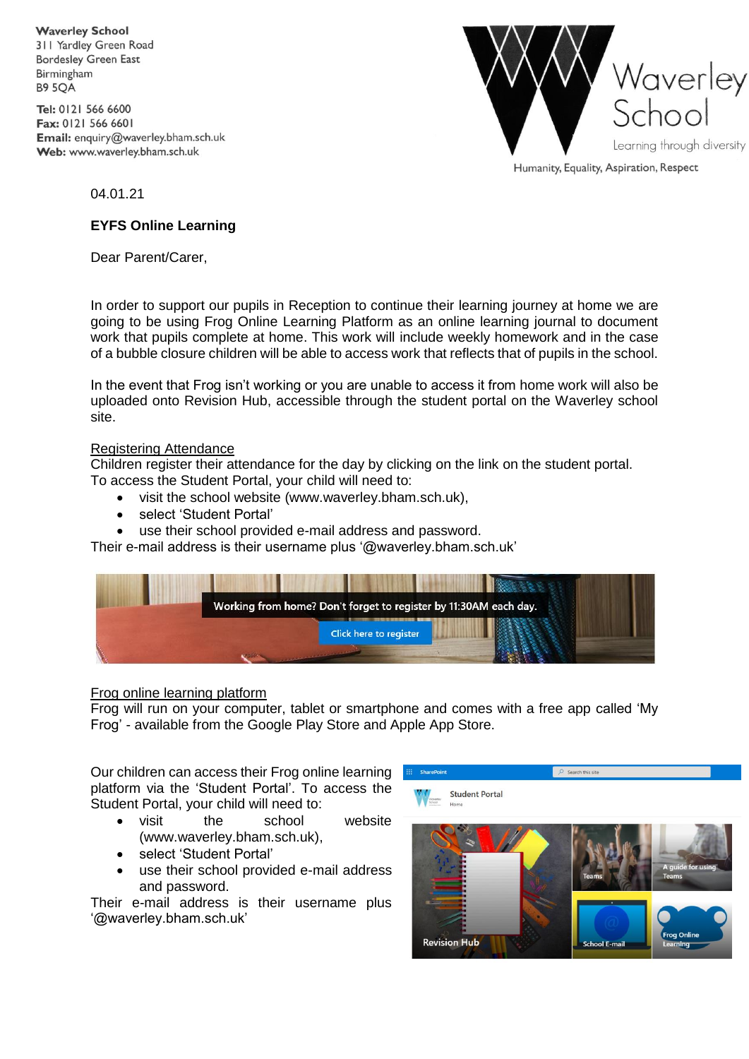Waverley School
311 Yardley Green Road
Bordesley Green East
Birmingham
B9 5QA

**Tel:** 0121 566 6600
**Fax:** 0121 566 6601
**Email:** enquiry@waverley.bham.sch.uk
**Web:** www.waverley.bham.sch.uk

Waverley School
Learning through diversity
Humanity, Equality, Aspiration, Respect

04.01.21

**EYFS Online Learning**

Dear Parent/Carer,

In order to support our pupils in Reception to continue their learning journey at home we are going to be using Frog Online Learning Platform as an online learning journal to document work that pupils complete at home. This work will include weekly homework and in the case of a bubble closure children will be able to access work that reflects that of pupils in the school.

In the event that Frog isn't working or you are unable to access it from home work will also be uploaded onto Revision Hub, accessible through the student portal on the Waverley school site.

<u>Registering Attendance</u>
Children register their attendance for the day by clicking on the link on the student portal. To access the Student Portal, your child will need to:

- visit the school website (www.waverley.bham.sch.uk),
- select 'Student Portal'
- use their school provided e-mail address and password.

Their e-mail address is their username plus '@waverley.bham.sch.uk'

Working from home? Don't forget to register by 11:30AM each day.
Click here to register

<u>Frog online learning platform</u>
Frog will run on your computer, tablet or smartphone and comes with a free app called 'My Frog' - available from the Google Play Store and Apple App Store.

Our children can access their Frog online learning platform via the 'Student Portal'. To access the Student Portal, your child will need to:

- visit the school website (www.waverley.bham.sch.uk),
- select 'Student Portal'
- use their school provided e-mail address and password.

Their e-mail address is their username plus '@waverley.bham.sch.uk'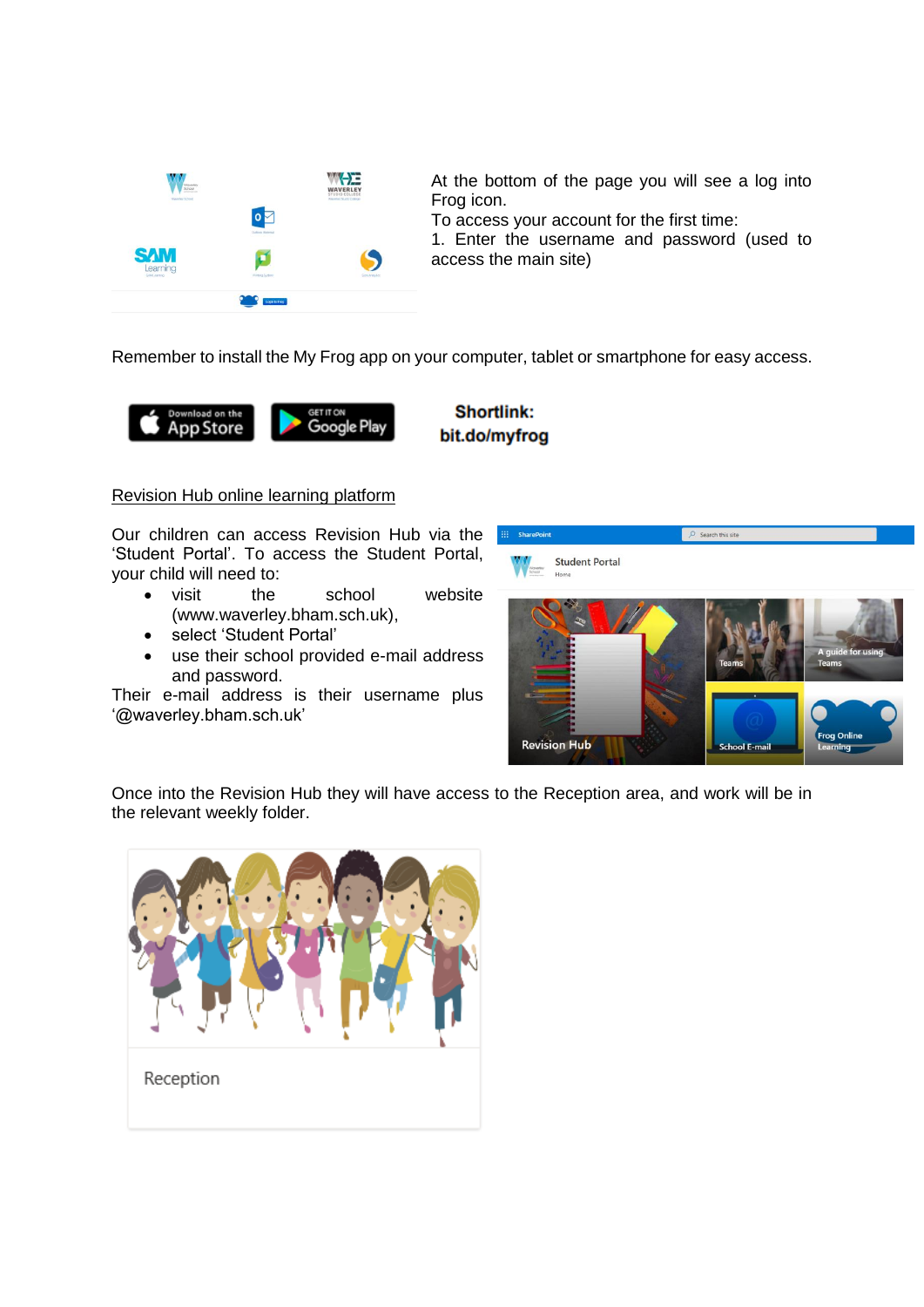At the bottom of the page you will see a log into Frog icon.
To access your account for the first time:
1. Enter the username and password (used to access the main site)

Remember to install the My Frog app on your computer, tablet or smartphone for easy access.

**Shortlink: bit.do/myfrog**

<u>Revision Hub online learning platform</u>

Our children can access Revision Hub via the 'Student Portal'. To access the Student Portal, your child will need to:

- visit the school website (www.waverley.bham.sch.uk),
- select 'Student Portal'
- use their school provided e-mail address and password.

Their e-mail address is their username plus '@waverley.bham.sch.uk'

Once into the Revision Hub they will have access to the Reception area, and work will be in the relevant weekly folder.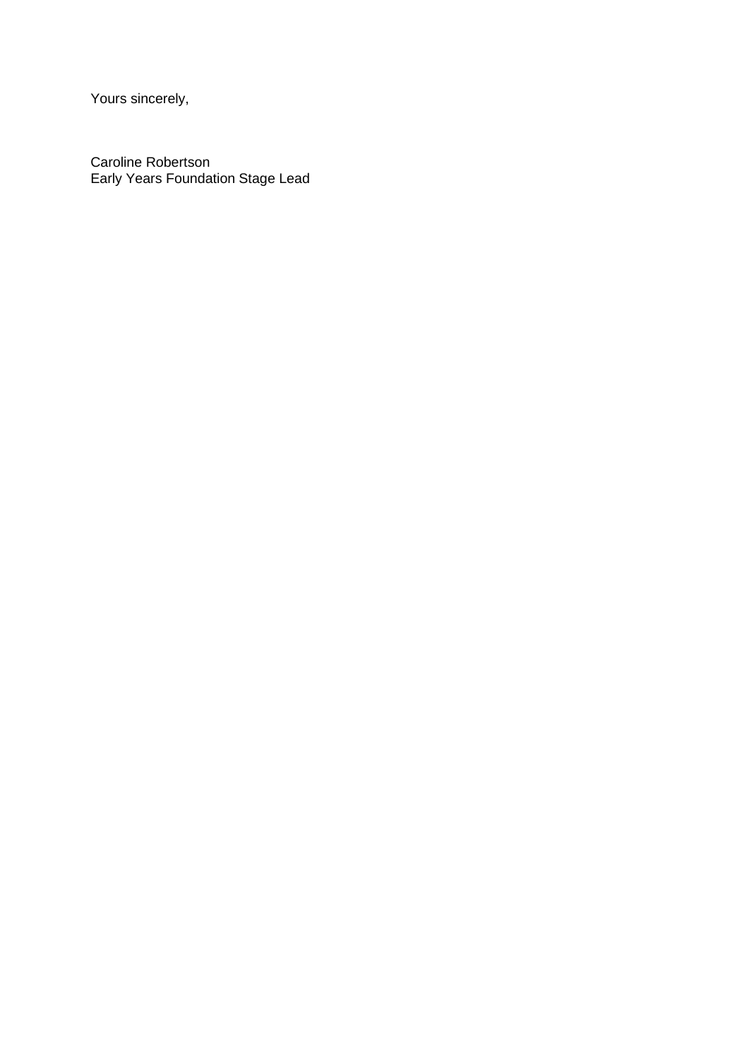Yours sincerely,

Caroline Robertson
Early Years Foundation Stage Lead